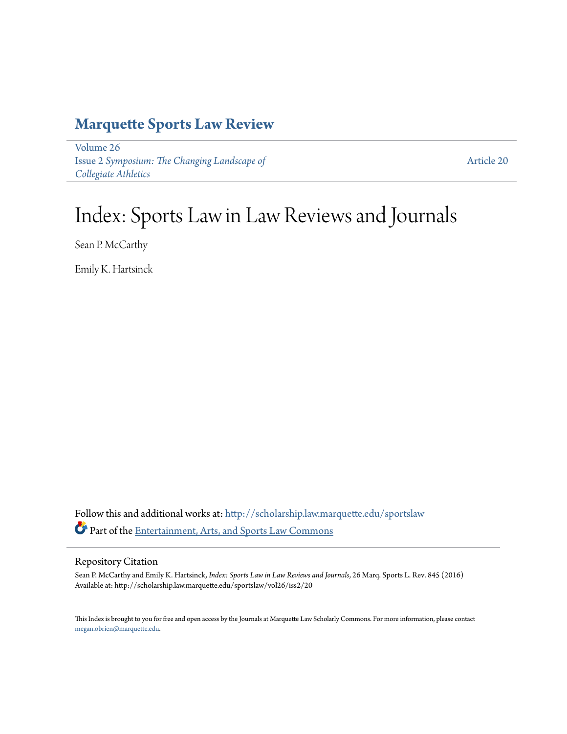# Marquette Sports Law Review

Volume 26
Issue 2 *Symposium: The Changing Landscape of Collegiate Athletics*

Article 20

# Index: Sports Law in Law Reviews and Journals

Sean P. McCarthy

Emily K. Hartsinck

Follow this and additional works at: http://scholarship.law.marquette.edu/sportslaw

Part of the Entertainment, Arts, and Sports Law Commons

## Repository Citation

Sean P. McCarthy and Emily K. Hartsinck, *Index: Sports Law in Law Reviews and Journals*, 26 Marq. Sports L. Rev. 845 (2016)
Available at: http://scholarship.law.marquette.edu/sportslaw/vol26/iss2/20

This Index is brought to you for free and open access by the Journals at Marquette Law Scholarly Commons. For more information, please contact megan.obrien@marquette.edu.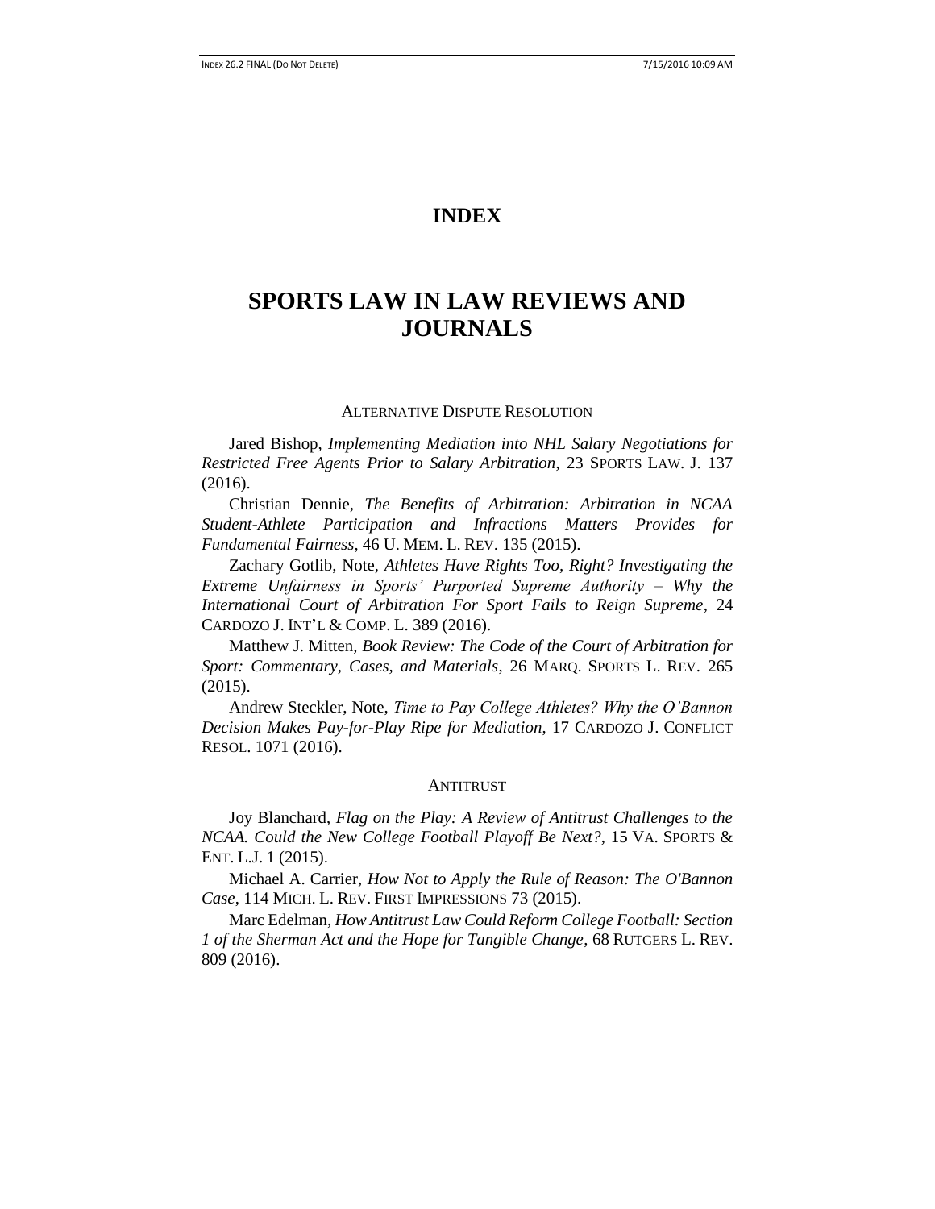# INDEX

# SPORTS LAW IN LAW REVIEWS AND JOURNALS

## ALTERNATIVE DISPUTE RESOLUTION

Jared Bishop, *Implementing Mediation into NHL Salary Negotiations for Restricted Free Agents Prior to Salary Arbitration*, 23 SPORTS LAW. J. 137 (2016).

Christian Dennie, *The Benefits of Arbitration: Arbitration in NCAA Student-Athlete Participation and Infractions Matters Provides for Fundamental Fairness*, 46 U. MEM. L. REV. 135 (2015).

Zachary Gotlib, Note, *Athletes Have Rights Too, Right? Investigating the Extreme Unfairness in Sports' Purported Supreme Authority – Why the International Court of Arbitration For Sport Fails to Reign Supreme*, 24 CARDOZO J. INT'L & COMP. L. 389 (2016).

Matthew J. Mitten, *Book Review: The Code of the Court of Arbitration for Sport: Commentary, Cases, and Materials*, 26 MARQ. SPORTS L. REV. 265 (2015).

Andrew Steckler, Note, *Time to Pay College Athletes? Why the O'Bannon Decision Makes Pay-for-Play Ripe for Mediation*, 17 CARDOZO J. CONFLICT RESOL. 1071 (2016).

## ANTITRUST

Joy Blanchard, *Flag on the Play: A Review of Antitrust Challenges to the NCAA. Could the New College Football Playoff Be Next?*, 15 VA. SPORTS & ENT. L.J. 1 (2015).

Michael A. Carrier, *How Not to Apply the Rule of Reason: The O'Bannon Case*, 114 MICH. L. REV. FIRST IMPRESSIONS 73 (2015).

Marc Edelman, *How Antitrust Law Could Reform College Football: Section 1 of the Sherman Act and the Hope for Tangible Change*, 68 RUTGERS L. REV. 809 (2016).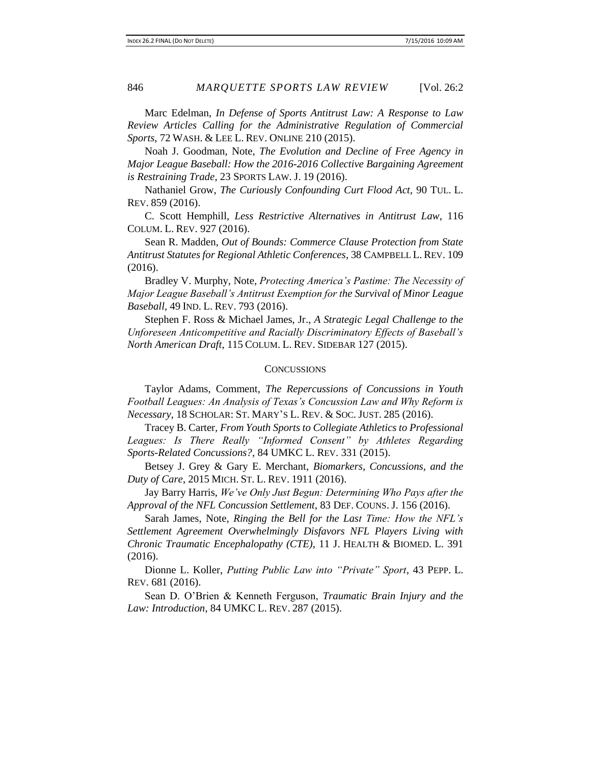Marc Edelman, *In Defense of Sports Antitrust Law: A Response to Law Review Articles Calling for the Administrative Regulation of Commercial Sports*, 72 WASH. & LEE L. REV. ONLINE 210 (2015).

Noah J. Goodman, Note, *The Evolution and Decline of Free Agency in Major League Baseball: How the 2016-2016 Collective Bargaining Agreement is Restraining Trade*, 23 SPORTS LAW. J. 19 (2016).

Nathaniel Grow, *The Curiously Confounding Curt Flood Act*, 90 TUL. L. REV. 859 (2016).

C. Scott Hemphill, *Less Restrictive Alternatives in Antitrust Law*, 116 COLUM. L. REV. 927 (2016).

Sean R. Madden, *Out of Bounds: Commerce Clause Protection from State Antitrust Statutes for Regional Athletic Conferences*, 38 CAMPBELL L. REV. 109 (2016).

Bradley V. Murphy, Note, *Protecting America's Pastime: The Necessity of Major League Baseball's Antitrust Exemption for the Survival of Minor League Baseball*, 49 IND. L. REV. 793 (2016).

Stephen F. Ross & Michael James, Jr., *A Strategic Legal Challenge to the Unforeseen Anticompetitive and Racially Discriminatory Effects of Baseball's North American Draft*, 115 COLUM. L. REV. SIDEBAR 127 (2015).

## CONCUSSIONS

Taylor Adams, Comment, *The Repercussions of Concussions in Youth Football Leagues: An Analysis of Texas's Concussion Law and Why Reform is Necessary*, 18 SCHOLAR: ST. MARY'S L. REV. & SOC. JUST. 285 (2016).

Tracey B. Carter, *From Youth Sports to Collegiate Athletics to Professional Leagues: Is There Really "Informed Consent" by Athletes Regarding Sports-Related Concussions?*, 84 UMKC L. REV. 331 (2015).

Betsey J. Grey & Gary E. Merchant, *Biomarkers, Concussions, and the Duty of Care*, 2015 MICH. ST. L. REV. 1911 (2016).

Jay Barry Harris, *We've Only Just Begun: Determining Who Pays after the Approval of the NFL Concussion Settlement*, 83 DEF. COUNS. J. 156 (2016).

Sarah James, Note, *Ringing the Bell for the Last Time: How the NFL's Settlement Agreement Overwhelmingly Disfavors NFL Players Living with Chronic Traumatic Encephalopathy (CTE)*, 11 J. HEALTH & BIOMED. L. 391 (2016).

Dionne L. Koller, *Putting Public Law into "Private" Sport*, 43 PEPP. L. REV. 681 (2016).

Sean D. O'Brien & Kenneth Ferguson, *Traumatic Brain Injury and the Law: Introduction*, 84 UMKC L. REV. 287 (2015).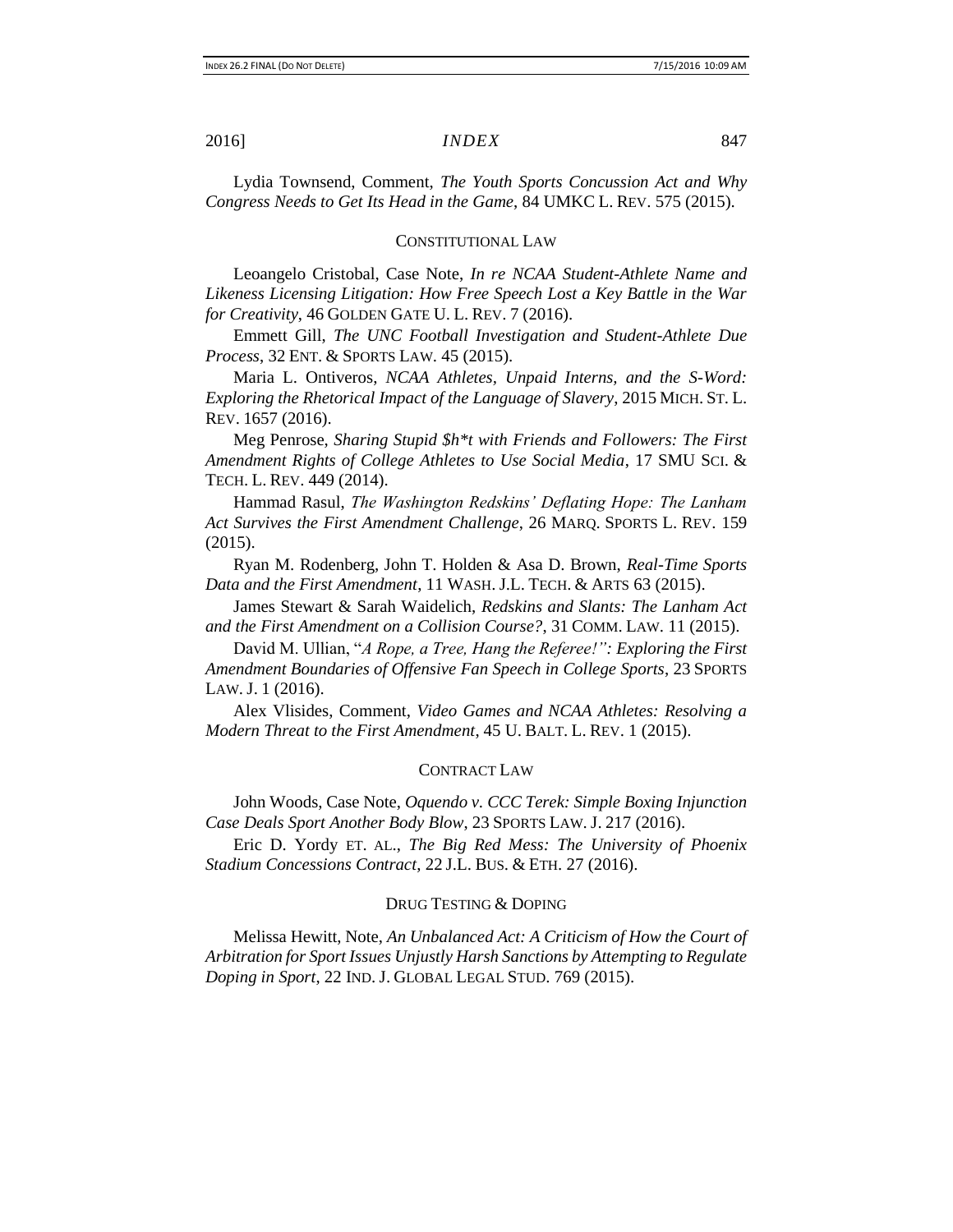Lydia Townsend, Comment, *The Youth Sports Concussion Act and Why Congress Needs to Get Its Head in the Game*, 84 UMKC L. REV. 575 (2015).

## CONSTITUTIONAL LAW

Leoangelo Cristobal, Case Note, *In re NCAA Student-Athlete Name and Likeness Licensing Litigation: How Free Speech Lost a Key Battle in the War for Creativity*, 46 GOLDEN GATE U. L. REV. 7 (2016).

Emmett Gill, *The UNC Football Investigation and Student-Athlete Due Process*, 32 ENT. & SPORTS LAW. 45 (2015).

Maria L. Ontiveros, *NCAA Athletes, Unpaid Interns, and the S-Word: Exploring the Rhetorical Impact of the Language of Slavery*, 2015 MICH. ST. L. REV. 1657 (2016).

Meg Penrose, *Sharing Stupid $h*t with Friends and Followers: The First Amendment Rights of College Athletes to Use Social Media*, 17 SMU SCI. & TECH. L. REV. 449 (2014).

Hammad Rasul, *The Washington Redskins' Deflating Hope: The Lanham Act Survives the First Amendment Challenge*, 26 MARQ. SPORTS L. REV. 159 (2015).

Ryan M. Rodenberg, John T. Holden & Asa D. Brown, *Real-Time Sports Data and the First Amendment*, 11 WASH. J.L. TECH. & ARTS 63 (2015).

James Stewart & Sarah Waidelich, *Redskins and Slants: The Lanham Act and the First Amendment on a Collision Course?*, 31 COMM. LAW. 11 (2015).

David M. Ullian, "*A Rope, a Tree, Hang the Referee!": Exploring the First Amendment Boundaries of Offensive Fan Speech in College Sports*, 23 SPORTS LAW. J. 1 (2016).

Alex Vlisides, Comment, *Video Games and NCAA Athletes: Resolving a Modern Threat to the First Amendment*, 45 U. BALT. L. REV. 1 (2015).

## CONTRACT LAW

John Woods, Case Note, *Oquendo v. CCC Terek: Simple Boxing Injunction Case Deals Sport Another Body Blow*, 23 SPORTS LAW. J. 217 (2016).

Eric D. Yordy ET. AL., *The Big Red Mess: The University of Phoenix Stadium Concessions Contract*, 22 J.L. BUS. & ETH. 27 (2016).

## DRUG TESTING & DOPING

Melissa Hewitt, Note, *An Unbalanced Act: A Criticism of How the Court of Arbitration for Sport Issues Unjustly Harsh Sanctions by Attempting to Regulate Doping in Sport*, 22 IND. J. GLOBAL LEGAL STUD. 769 (2015).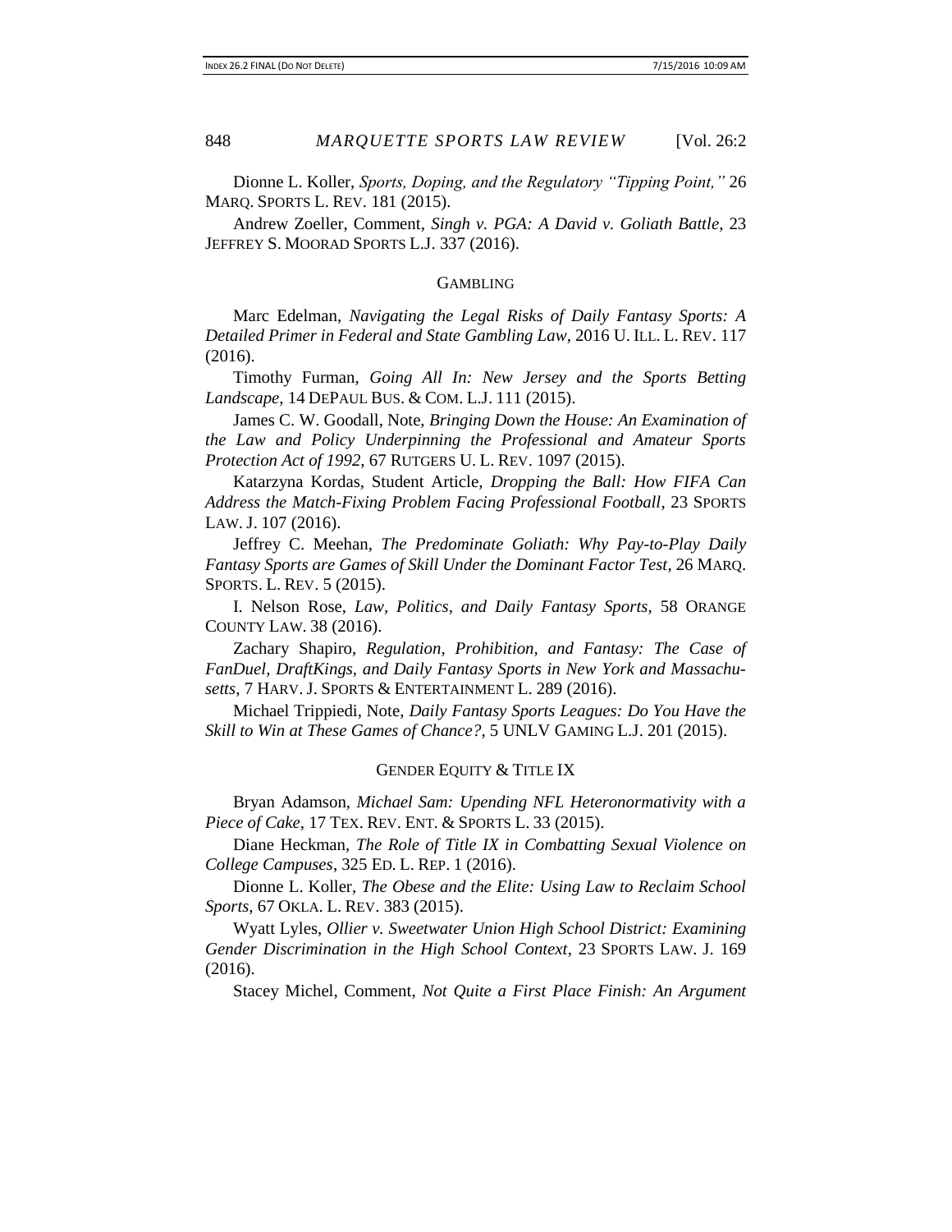Dionne L. Koller, *Sports, Doping, and the Regulatory "Tipping Point,"* 26 MARQ. SPORTS L. REV. 181 (2015).

Andrew Zoeller, Comment, *Singh v. PGA: A David v. Goliath Battle*, 23 JEFFREY S. MOORAD SPORTS L.J. 337 (2016).

## GAMBLING

Marc Edelman, *Navigating the Legal Risks of Daily Fantasy Sports: A Detailed Primer in Federal and State Gambling Law*, 2016 U. ILL. L. REV. 117 (2016).

Timothy Furman, *Going All In: New Jersey and the Sports Betting Landscape*, 14 DEPAUL BUS. & COM. L.J. 111 (2015).

James C. W. Goodall, Note, *Bringing Down the House: An Examination of the Law and Policy Underpinning the Professional and Amateur Sports Protection Act of 1992*, 67 RUTGERS U. L. REV. 1097 (2015).

Katarzyna Kordas, Student Article, *Dropping the Ball: How FIFA Can Address the Match-Fixing Problem Facing Professional Football*, 23 SPORTS LAW. J. 107 (2016).

Jeffrey C. Meehan, *The Predominate Goliath: Why Pay-to-Play Daily Fantasy Sports are Games of Skill Under the Dominant Factor Test*, 26 MARQ. SPORTS. L. REV. 5 (2015).

I. Nelson Rose, *Law, Politics, and Daily Fantasy Sports*, 58 ORANGE COUNTY LAW. 38 (2016).

Zachary Shapiro, *Regulation, Prohibition, and Fantasy: The Case of FanDuel, DraftKings, and Daily Fantasy Sports in New York and Massachusetts*, 7 HARV. J. SPORTS & ENTERTAINMENT L. 289 (2016).

Michael Trippiedi, Note, *Daily Fantasy Sports Leagues: Do You Have the Skill to Win at These Games of Chance?*, 5 UNLV GAMING L.J. 201 (2015).

## GENDER EQUITY & TITLE IX

Bryan Adamson, *Michael Sam: Upending NFL Heteronormativity with a Piece of Cake*, 17 TEX. REV. ENT. & SPORTS L. 33 (2015).

Diane Heckman, *The Role of Title IX in Combatting Sexual Violence on College Campuses*, 325 ED. L. REP. 1 (2016).

Dionne L. Koller, *The Obese and the Elite: Using Law to Reclaim School Sports*, 67 OKLA. L. REV. 383 (2015).

Wyatt Lyles, *Ollier v. Sweetwater Union High School District: Examining Gender Discrimination in the High School Context*, 23 SPORTS LAW. J. 169 (2016).

Stacey Michel, Comment, *Not Quite a First Place Finish: An Argument*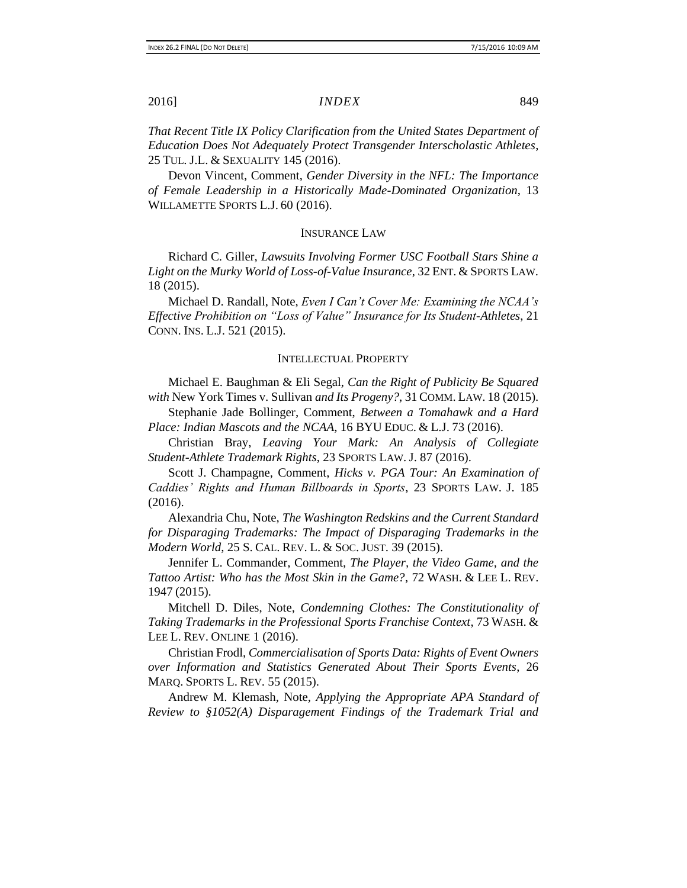*That Recent Title IX Policy Clarification from the United States Department of Education Does Not Adequately Protect Transgender Interscholastic Athletes*, 25 TUL. J.L. & SEXUALITY 145 (2016).

Devon Vincent, Comment, *Gender Diversity in the NFL: The Importance of Female Leadership in a Historically Made-Dominated Organization*, 13 WILLAMETTE SPORTS L.J. 60 (2016).

## INSURANCE LAW

Richard C. Giller, *Lawsuits Involving Former USC Football Stars Shine a Light on the Murky World of Loss-of-Value Insurance*, 32 ENT. & SPORTS LAW. 18 (2015).

Michael D. Randall, Note, *Even I Can't Cover Me: Examining the NCAA's Effective Prohibition on "Loss of Value" Insurance for Its Student-Athletes*, 21 CONN. INS. L.J. 521 (2015).

## INTELLECTUAL PROPERTY

Michael E. Baughman & Eli Segal, *Can the Right of Publicity Be Squared with* New York Times v. Sullivan *and Its Progeny?*, 31 COMM. LAW. 18 (2015).

Stephanie Jade Bollinger, Comment, *Between a Tomahawk and a Hard Place: Indian Mascots and the NCAA*, 16 BYU EDUC. & L.J. 73 (2016).

Christian Bray, *Leaving Your Mark: An Analysis of Collegiate Student-Athlete Trademark Rights*, 23 SPORTS LAW. J. 87 (2016).

Scott J. Champagne, Comment, *Hicks v. PGA Tour: An Examination of Caddies' Rights and Human Billboards in Sports*, 23 SPORTS LAW. J. 185 (2016).

Alexandria Chu, Note, *The Washington Redskins and the Current Standard for Disparaging Trademarks: The Impact of Disparaging Trademarks in the Modern World*, 25 S. CAL. REV. L. & SOC. JUST. 39 (2015).

Jennifer L. Commander, Comment, *The Player, the Video Game, and the Tattoo Artist: Who has the Most Skin in the Game?*, 72 WASH. & LEE L. REV. 1947 (2015).

Mitchell D. Diles, Note, *Condemning Clothes: The Constitutionality of Taking Trademarks in the Professional Sports Franchise Context*, 73 WASH. & LEE L. REV. ONLINE 1 (2016).

Christian Frodl, *Commercialisation of Sports Data: Rights of Event Owners over Information and Statistics Generated About Their Sports Events*, 26 MARQ. SPORTS L. REV. 55 (2015).

Andrew M. Klemash, Note, *Applying the Appropriate APA Standard of Review to §1052(A) Disparagement Findings of the Trademark Trial and*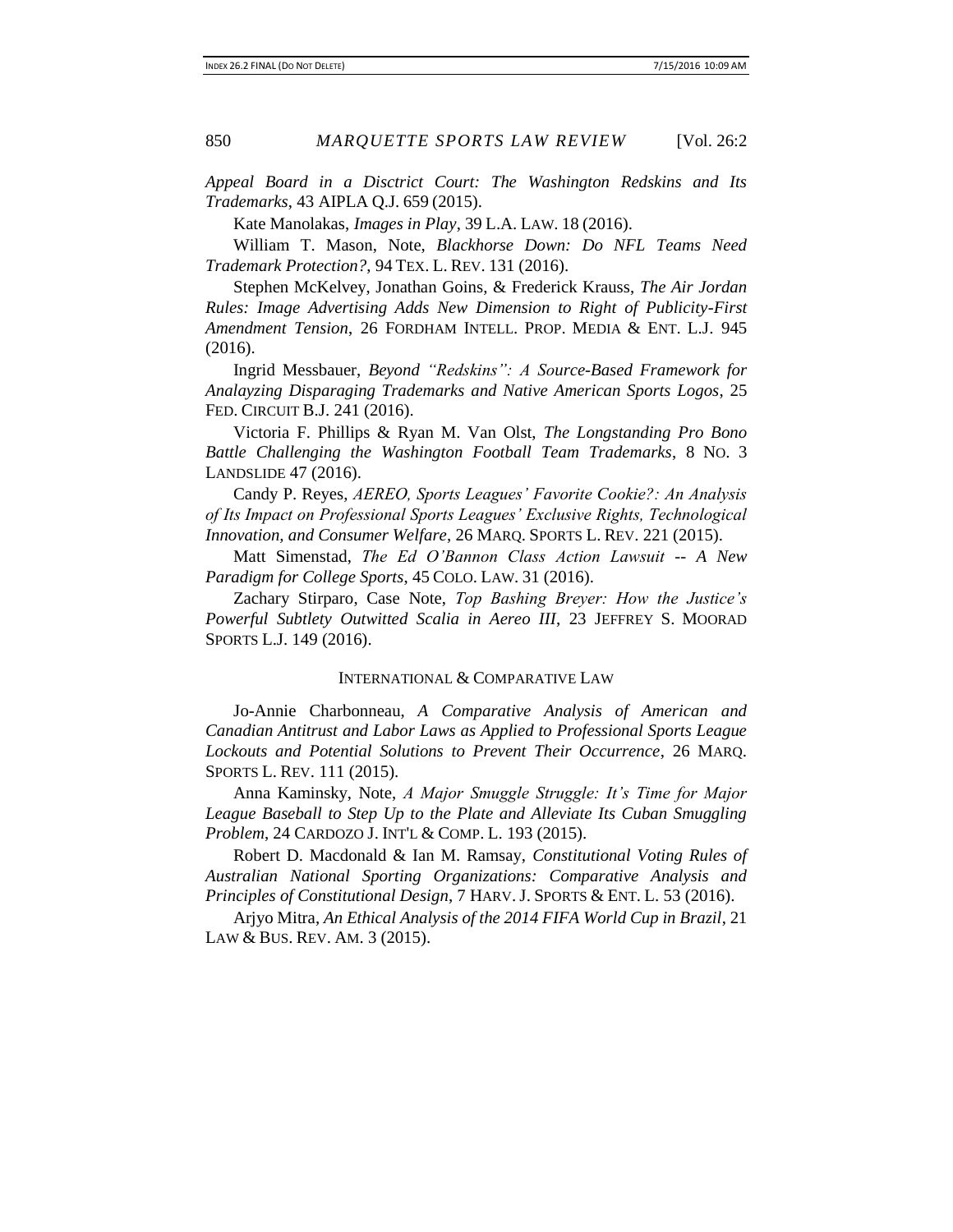*Appeal Board in a Disctrict Court: The Washington Redskins and Its Trademarks*, 43 AIPLA Q.J. 659 (2015).

Kate Manolakas, *Images in Play*, 39 L.A. LAW. 18 (2016).

William T. Mason, Note, *Blackhorse Down: Do NFL Teams Need Trademark Protection?*, 94 TEX. L. REV. 131 (2016).

Stephen McKelvey, Jonathan Goins, & Frederick Krauss, *The Air Jordan Rules: Image Advertising Adds New Dimension to Right of Publicity-First Amendment Tension*, 26 FORDHAM INTELL. PROP. MEDIA & ENT. L.J. 945 (2016).

Ingrid Messbauer, *Beyond "Redskins": A Source-Based Framework for Analayzing Disparaging Trademarks and Native American Sports Logos*, 25 FED. CIRCUIT B.J. 241 (2016).

Victoria F. Phillips & Ryan M. Van Olst, *The Longstanding Pro Bono Battle Challenging the Washington Football Team Trademarks*, 8 NO. 3 LANDSLIDE 47 (2016).

Candy P. Reyes, *AEREO, Sports Leagues' Favorite Cookie?: An Analysis of Its Impact on Professional Sports Leagues' Exclusive Rights, Technological Innovation, and Consumer Welfare*, 26 MARQ. SPORTS L. REV. 221 (2015).

Matt Simenstad, *The Ed O'Bannon Class Action Lawsuit -- A New Paradigm for College Sports*, 45 COLO. LAW. 31 (2016).

Zachary Stirparo, Case Note, *Top Bashing Breyer: How the Justice's Powerful Subtlety Outwitted Scalia in Aereo III*, 23 JEFFREY S. MOORAD SPORTS L.J. 149 (2016).

## INTERNATIONAL & COMPARATIVE LAW

Jo-Annie Charbonneau, *A Comparative Analysis of American and Canadian Antitrust and Labor Laws as Applied to Professional Sports League Lockouts and Potential Solutions to Prevent Their Occurrence*, 26 MARQ. SPORTS L. REV. 111 (2015).

Anna Kaminsky, Note, *A Major Smuggle Struggle: It's Time for Major League Baseball to Step Up to the Plate and Alleviate Its Cuban Smuggling Problem*, 24 CARDOZO J. INT'L & COMP. L. 193 (2015).

Robert D. Macdonald & Ian M. Ramsay, *Constitutional Voting Rules of Australian National Sporting Organizations: Comparative Analysis and Principles of Constitutional Design*, 7 HARV. J. SPORTS & ENT. L. 53 (2016).

Arjyo Mitra, *An Ethical Analysis of the 2014 FIFA World Cup in Brazil*, 21 LAW & BUS. REV. AM. 3 (2015).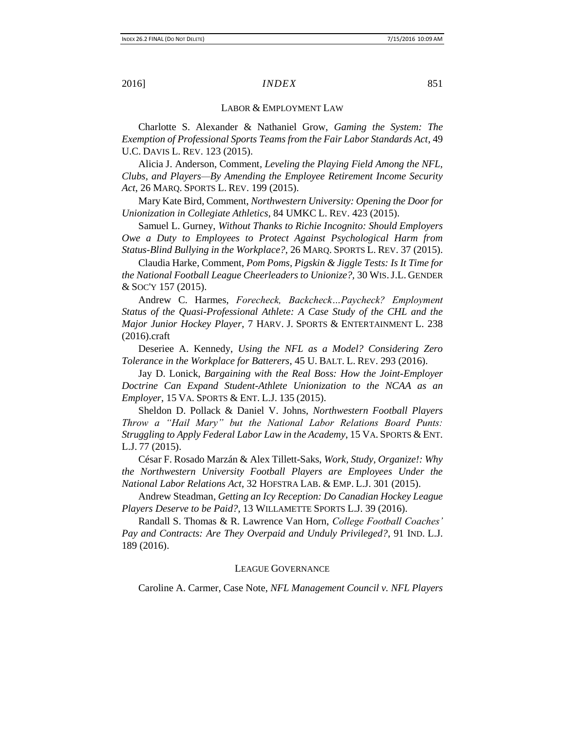## LABOR & EMPLOYMENT LAW

Charlotte S. Alexander & Nathaniel Grow, *Gaming the System: The Exemption of Professional Sports Teams from the Fair Labor Standards Act*, 49 U.C. DAVIS L. REV. 123 (2015).

Alicia J. Anderson, Comment, *Leveling the Playing Field Among the NFL, Clubs, and Players—By Amending the Employee Retirement Income Security Act*, 26 MARQ. SPORTS L. REV. 199 (2015).

Mary Kate Bird, Comment, *Northwestern University: Opening the Door for Unionization in Collegiate Athletics*, 84 UMKC L. REV. 423 (2015).

Samuel L. Gurney, *Without Thanks to Richie Incognito: Should Employers Owe a Duty to Employees to Protect Against Psychological Harm from Status-Blind Bullying in the Workplace?*, 26 MARQ. SPORTS L. REV. 37 (2015).

Claudia Harke, Comment, *Pom Poms, Pigskin & Jiggle Tests: Is It Time for the National Football League Cheerleaders to Unionize?*, 30 WIS. J.L. GENDER & SOC'Y 157 (2015).

Andrew C. Harmes, *Forecheck, Backcheck…Paycheck? Employment Status of the Quasi-Professional Athlete: A Case Study of the CHL and the Major Junior Hockey Player*, 7 HARV. J. SPORTS & ENTERTAINMENT L. 238 (2016).craft

Deseriee A. Kennedy, *Using the NFL as a Model? Considering Zero Tolerance in the Workplace for Batterers*, 45 U. BALT. L. REV. 293 (2016).

Jay D. Lonick, *Bargaining with the Real Boss: How the Joint-Employer Doctrine Can Expand Student-Athlete Unionization to the NCAA as an Employer*, 15 VA. SPORTS & ENT. L.J. 135 (2015).

Sheldon D. Pollack & Daniel V. Johns, *Northwestern Football Players Throw a "Hail Mary" but the National Labor Relations Board Punts: Struggling to Apply Federal Labor Law in the Academy*, 15 VA. SPORTS & ENT. L.J. 77 (2015).

César F. Rosado Marzán & Alex Tillett-Saks, *Work, Study, Organize!: Why the Northwestern University Football Players are Employees Under the National Labor Relations Act*, 32 HOFSTRA LAB. & EMP. L.J. 301 (2015).

Andrew Steadman, *Getting an Icy Reception: Do Canadian Hockey League Players Deserve to be Paid?*, 13 WILLAMETTE SPORTS L.J. 39 (2016).

Randall S. Thomas & R. Lawrence Van Horn, *College Football Coaches' Pay and Contracts: Are They Overpaid and Unduly Privileged?*, 91 IND. L.J. 189 (2016).

## LEAGUE GOVERNANCE

Caroline A. Carmer, Case Note, *NFL Management Council v. NFL Players*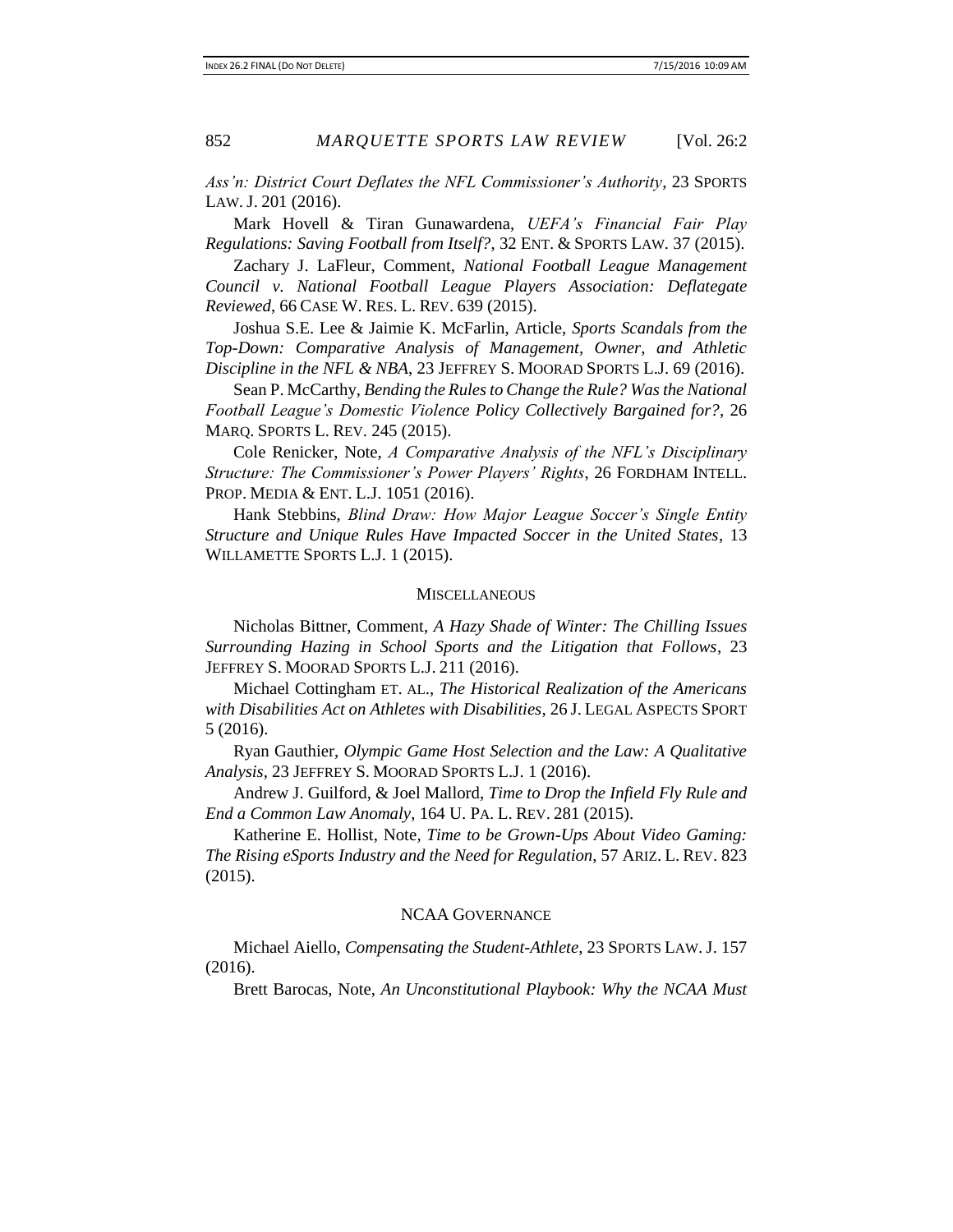*Ass'n: District Court Deflates the NFL Commissioner's Authority*, 23 SPORTS LAW. J. 201 (2016).

Mark Hovell & Tiran Gunawardena, *UEFA's Financial Fair Play Regulations: Saving Football from Itself?*, 32 ENT. & SPORTS LAW. 37 (2015).

Zachary J. LaFleur, Comment, *National Football League Management Council v. National Football League Players Association: Deflategate Reviewed*, 66 CASE W. RES. L. REV. 639 (2015).

Joshua S.E. Lee & Jaimie K. McFarlin, Article, *Sports Scandals from the Top-Down: Comparative Analysis of Management, Owner, and Athletic Discipline in the NFL & NBA*, 23 JEFFREY S. MOORAD SPORTS L.J. 69 (2016).

Sean P. McCarthy, *Bending the Rules to Change the Rule? Was the National Football League's Domestic Violence Policy Collectively Bargained for?*, 26 MARQ. SPORTS L. REV. 245 (2015).

Cole Renicker, Note, *A Comparative Analysis of the NFL's Disciplinary Structure: The Commissioner's Power Players' Rights*, 26 FORDHAM INTELL. PROP. MEDIA & ENT. L.J. 1051 (2016).

Hank Stebbins, *Blind Draw: How Major League Soccer's Single Entity Structure and Unique Rules Have Impacted Soccer in the United States*, 13 WILLAMETTE SPORTS L.J. 1 (2015).

### MISCELLANEOUS

Nicholas Bittner, Comment, *A Hazy Shade of Winter: The Chilling Issues Surrounding Hazing in School Sports and the Litigation that Follows*, 23 JEFFREY S. MOORAD SPORTS L.J. 211 (2016).

Michael Cottingham ET. AL., *The Historical Realization of the Americans with Disabilities Act on Athletes with Disabilities*, 26 J. LEGAL ASPECTS SPORT 5 (2016).

Ryan Gauthier, *Olympic Game Host Selection and the Law: A Qualitative Analysis*, 23 JEFFREY S. MOORAD SPORTS L.J. 1 (2016).

Andrew J. Guilford, & Joel Mallord, *Time to Drop the Infield Fly Rule and End a Common Law Anomaly*, 164 U. PA. L. REV. 281 (2015).

Katherine E. Hollist, Note, *Time to be Grown-Ups About Video Gaming: The Rising eSports Industry and the Need for Regulation*, 57 ARIZ. L. REV. 823 (2015).

### NCAA GOVERNANCE

Michael Aiello, *Compensating the Student-Athlete*, 23 SPORTS LAW. J. 157 (2016).

Brett Barocas, Note, *An Unconstitutional Playbook: Why the NCAA Must*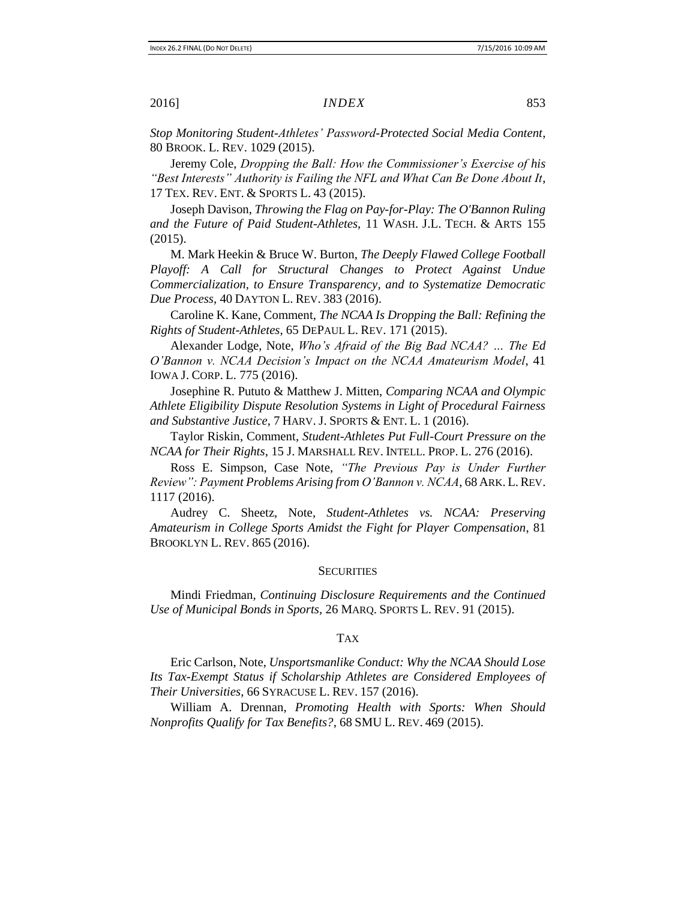*Stop Monitoring Student-Athletes' Password-Protected Social Media Content*, 80 BROOK. L. REV. 1029 (2015).

Jeremy Cole, *Dropping the Ball: How the Commissioner's Exercise of his "Best Interests" Authority is Failing the NFL and What Can Be Done About It*, 17 TEX. REV. ENT. & SPORTS L. 43 (2015).

Joseph Davison, *Throwing the Flag on Pay-for-Play: The O'Bannon Ruling and the Future of Paid Student-Athletes*, 11 WASH. J.L. TECH. & ARTS 155 (2015).

M. Mark Heekin & Bruce W. Burton, *The Deeply Flawed College Football Playoff: A Call for Structural Changes to Protect Against Undue Commercialization, to Ensure Transparency, and to Systematize Democratic Due Process*, 40 DAYTON L. REV. 383 (2016).

Caroline K. Kane, Comment, *The NCAA Is Dropping the Ball: Refining the Rights of Student-Athletes*, 65 DEPAUL L. REV. 171 (2015).

Alexander Lodge, Note, *Who's Afraid of the Big Bad NCAA? ... The Ed O'Bannon v. NCAA Decision's Impact on the NCAA Amateurism Model*, 41 IOWA J. CORP. L. 775 (2016).

Josephine R. Pututo & Matthew J. Mitten, *Comparing NCAA and Olympic Athlete Eligibility Dispute Resolution Systems in Light of Procedural Fairness and Substantive Justice*, 7 HARV. J. SPORTS & ENT. L. 1 (2016).

Taylor Riskin, Comment, *Student-Athletes Put Full-Court Pressure on the NCAA for Their Rights*, 15 J. MARSHALL REV. INTELL. PROP. L. 276 (2016).

Ross E. Simpson, Case Note, *"The Previous Pay is Under Further Review": Payment Problems Arising from O'Bannon v. NCAA*, 68 ARK. L. REV. 1117 (2016).

Audrey C. Sheetz, Note, *Student-Athletes vs. NCAA: Preserving Amateurism in College Sports Amidst the Fight for Player Compensation*, 81 BROOKLYN L. REV. 865 (2016).

## SECURITIES

Mindi Friedman, *Continuing Disclosure Requirements and the Continued Use of Municipal Bonds in Sports*, 26 MARQ. SPORTS L. REV. 91 (2015).

## TAX

Eric Carlson, Note, *Unsportsmanlike Conduct: Why the NCAA Should Lose Its Tax-Exempt Status if Scholarship Athletes are Considered Employees of Their Universities*, 66 SYRACUSE L. REV. 157 (2016).

William A. Drennan, *Promoting Health with Sports: When Should Nonprofits Qualify for Tax Benefits?*, 68 SMU L. REV. 469 (2015).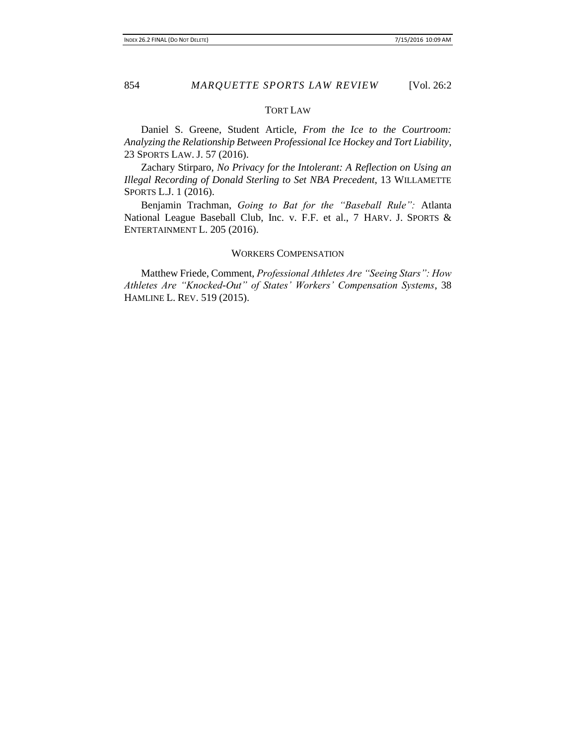## TORT LAW

Daniel S. Greene, Student Article, *From the Ice to the Courtroom: Analyzing the Relationship Between Professional Ice Hockey and Tort Liability*, 23 SPORTS LAW. J. 57 (2016).

Zachary Stirparo, *No Privacy for the Intolerant: A Reflection on Using an Illegal Recording of Donald Sterling to Set NBA Precedent*, 13 WILLAMETTE SPORTS L.J. 1 (2016).

Benjamin Trachman, *Going to Bat for the "Baseball Rule":* Atlanta National League Baseball Club, Inc. v. F.F. et al., 7 HARV. J. SPORTS & ENTERTAINMENT L. 205 (2016).

## WORKERS COMPENSATION

Matthew Friede, Comment, *Professional Athletes Are "Seeing Stars": How Athletes Are "Knocked-Out" of States' Workers' Compensation Systems*, 38 HAMLINE L. REV. 519 (2015).